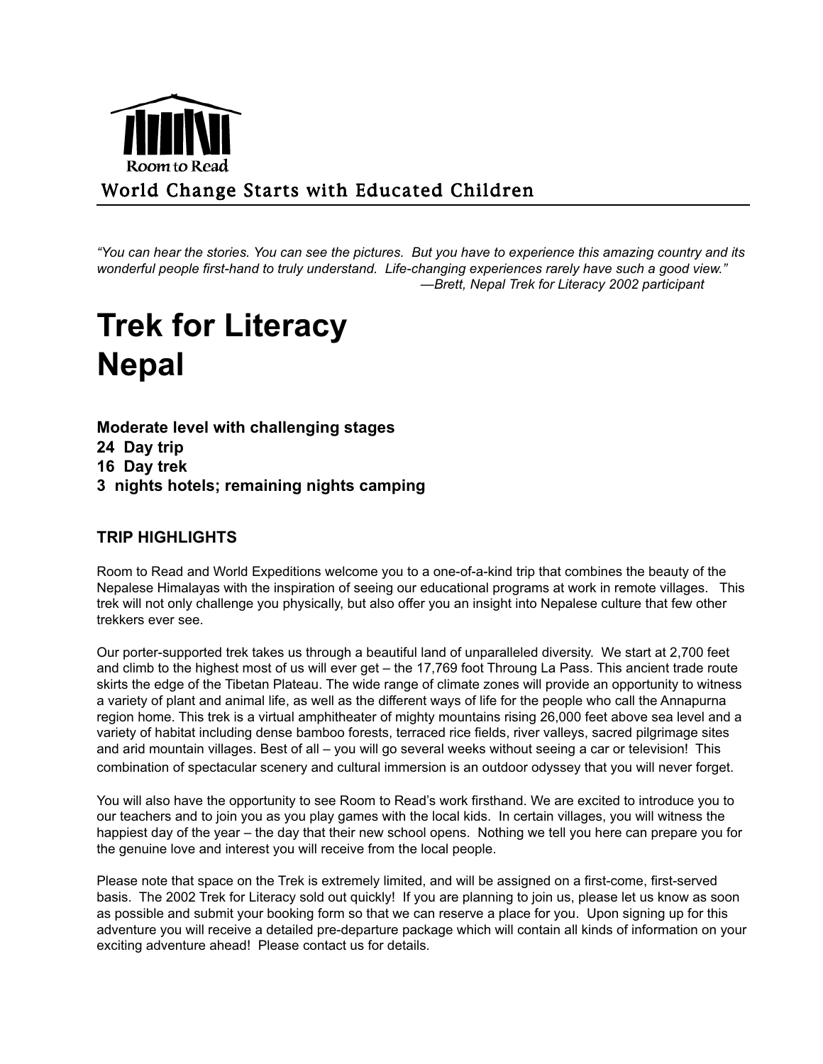Room to Read

World Change Starts with Educated Children

*"You can hear the stories. You can see the pictures. But you have to experience this amazing country and its wonderful people first-hand to truly understand. Life-changing experiences rarely have such a good view."*
*—Brett, Nepal Trek for Literacy 2002 participant*

# Trek for Literacy Nepal

**Moderate level with challenging stages**
**24 Day trip**
**16 Day trek**
**3 nights hotels; remaining nights camping**

## TRIP HIGHLIGHTS

Room to Read and World Expeditions welcome you to a one-of-a-kind trip that combines the beauty of the Nepalese Himalayas with the inspiration of seeing our educational programs at work in remote villages. This trek will not only challenge you physically, but also offer you an insight into Nepalese culture that few other trekkers ever see.

Our porter-supported trek takes us through a beautiful land of unparalleled diversity. We start at 2,700 feet and climb to the highest most of us will ever get – the 17,769 foot Throung La Pass. This ancient trade route skirts the edge of the Tibetan Plateau. The wide range of climate zones will provide an opportunity to witness a variety of plant and animal life, as well as the different ways of life for the people who call the Annapurna region home. This trek is a virtual amphitheater of mighty mountains rising 26,000 feet above sea level and a variety of habitat including dense bamboo forests, terraced rice fields, river valleys, sacred pilgrimage sites and arid mountain villages. Best of all – you will go several weeks without seeing a car or television! This combination of spectacular scenery and cultural immersion is an outdoor odyssey that you will never forget.

You will also have the opportunity to see Room to Read's work firsthand. We are excited to introduce you to our teachers and to join you as you play games with the local kids. In certain villages, you will witness the happiest day of the year – the day that their new school opens. Nothing we tell you here can prepare you for the genuine love and interest you will receive from the local people.

Please note that space on the Trek is extremely limited, and will be assigned on a first-come, first-served basis. The 2002 Trek for Literacy sold out quickly! If you are planning to join us, please let us know as soon as possible and submit your booking form so that we can reserve a place for you. Upon signing up for this adventure you will receive a detailed pre-departure package which will contain all kinds of information on your exciting adventure ahead! Please contact us for details.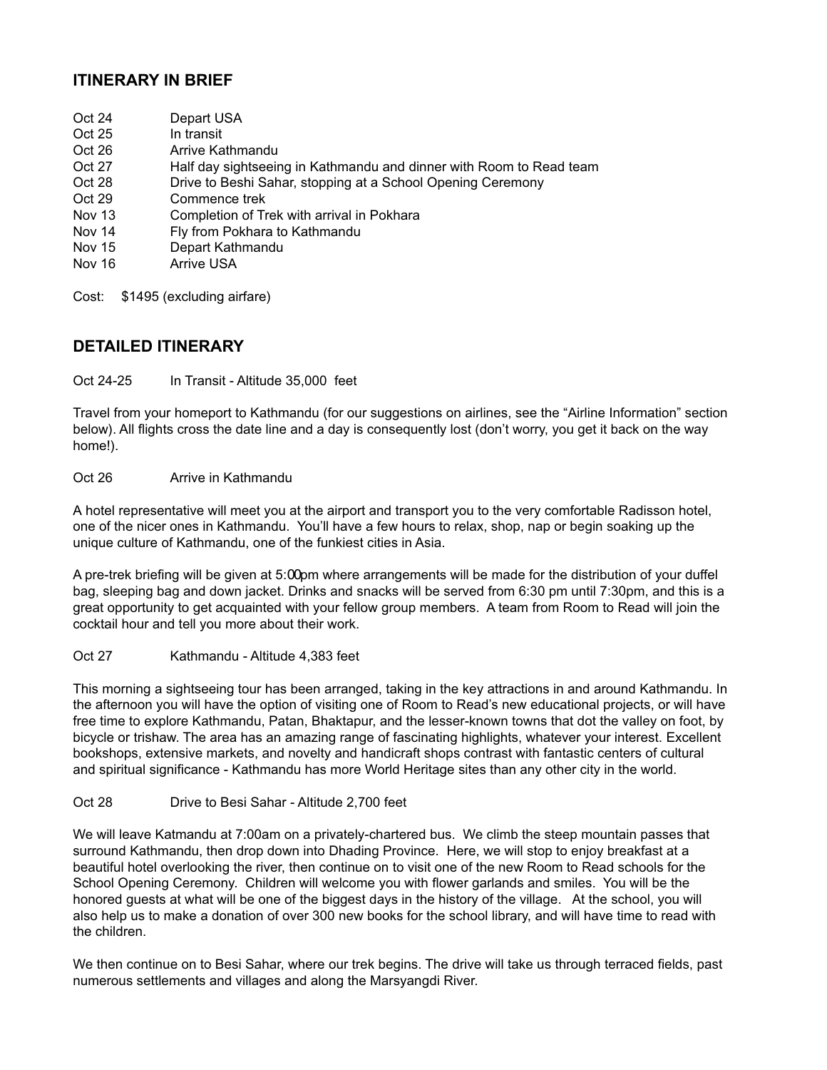## ITINERARY IN BRIEF

| | |
|---|---|
| Oct 24 | Depart USA |
| Oct 25 | In transit |
| Oct 26 | Arrive Kathmandu |
| Oct 27 | Half day sightseeing in Kathmandu and dinner with Room to Read team |
| Oct 28 | Drive to Beshi Sahar, stopping at a School Opening Ceremony |
| Oct 29 | Commence trek |
| Nov 13 | Completion of Trek with arrival in Pokhara |
| Nov 14 | Fly from Pokhara to Kathmandu |
| Nov 15 | Depart Kathmandu |
| Nov 16 | Arrive USA |

Cost: $1495 (excluding airfare)

## DETAILED ITINERARY

Oct 24-25 In Transit - Altitude 35,000 feet

Travel from your homeport to Kathmandu (for our suggestions on airlines, see the "Airline Information" section below). All flights cross the date line and a day is consequently lost (don't worry, you get it back on the way home!).

Oct 26 Arrive in Kathmandu

A hotel representative will meet you at the airport and transport you to the very comfortable Radisson hotel, one of the nicer ones in Kathmandu. You'll have a few hours to relax, shop, nap or begin soaking up the unique culture of Kathmandu, one of the funkiest cities in Asia.

A pre-trek briefing will be given at 5:00pm where arrangements will be made for the distribution of your duffel bag, sleeping bag and down jacket. Drinks and snacks will be served from 6:30 pm until 7:30pm, and this is a great opportunity to get acquainted with your fellow group members. A team from Room to Read will join the cocktail hour and tell you more about their work.

Oct 27 Kathmandu - Altitude 4,383 feet

This morning a sightseeing tour has been arranged, taking in the key attractions in and around Kathmandu. In the afternoon you will have the option of visiting one of Room to Read's new educational projects, or will have free time to explore Kathmandu, Patan, Bhaktapur, and the lesser-known towns that dot the valley on foot, by bicycle or trishaw. The area has an amazing range of fascinating highlights, whatever your interest. Excellent bookshops, extensive markets, and novelty and handicraft shops contrast with fantastic centers of cultural and spiritual significance - Kathmandu has more World Heritage sites than any other city in the world.

Oct 28 Drive to Besi Sahar - Altitude 2,700 feet

We will leave Katmandu at 7:00am on a privately-chartered bus. We climb the steep mountain passes that surround Kathmandu, then drop down into Dhading Province. Here, we will stop to enjoy breakfast at a beautiful hotel overlooking the river, then continue on to visit one of the new Room to Read schools for the School Opening Ceremony. Children will welcome you with flower garlands and smiles. You will be the honored guests at what will be one of the biggest days in the history of the village. At the school, you will also help us to make a donation of over 300 new books for the school library, and will have time to read with the children.

We then continue on to Besi Sahar, where our trek begins. The drive will take us through terraced fields, past numerous settlements and villages and along the Marsyangdi River.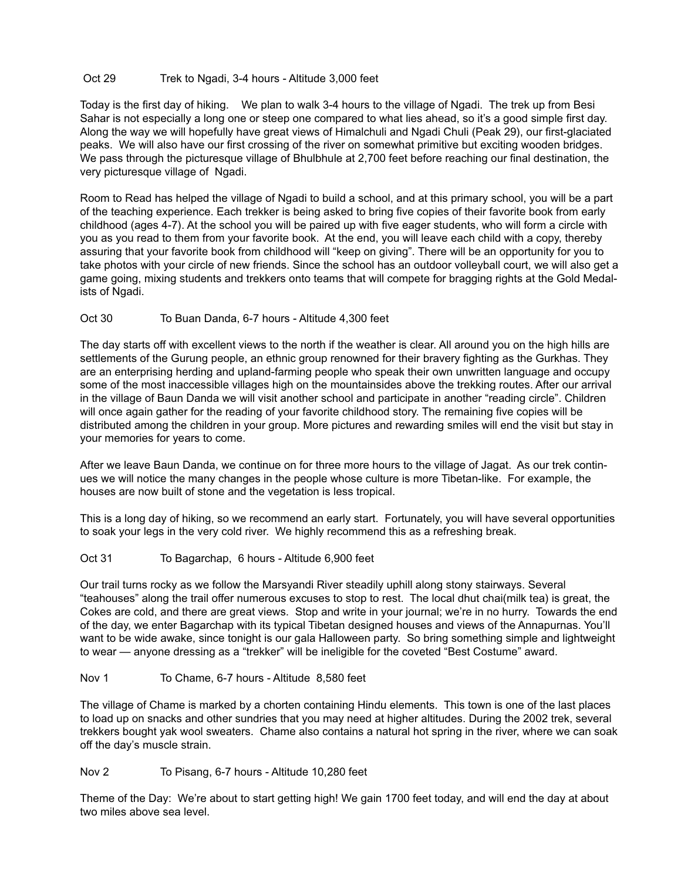Oct 29 Trek to Ngadi, 3-4 hours - Altitude 3,000 feet

Today is the first day of hiking. We plan to walk 3-4 hours to the village of Ngadi. The trek up from Besi Sahar is not especially a long one or steep one compared to what lies ahead, so it's a good simple first day. Along the way we will hopefully have great views of Himalchuli and Ngadi Chuli (Peak 29), our first-glaciated peaks. We will also have our first crossing of the river on somewhat primitive but exciting wooden bridges. We pass through the picturesque village of Bhulbhule at 2,700 feet before reaching our final destination, the very picturesque village of Ngadi.

Room to Read has helped the village of Ngadi to build a school, and at this primary school, you will be a part of the teaching experience. Each trekker is being asked to bring five copies of their favorite book from early childhood (ages 4-7). At the school you will be paired up with five eager students, who will form a circle with you as you read to them from your favorite book. At the end, you will leave each child with a copy, thereby assuring that your favorite book from childhood will "keep on giving". There will be an opportunity for you to take photos with your circle of new friends. Since the school has an outdoor volleyball court, we will also get a game going, mixing students and trekkers onto teams that will compete for bragging rights at the Gold Medalists of Ngadi.

Oct 30 To Buan Danda, 6-7 hours - Altitude 4,300 feet

The day starts off with excellent views to the north if the weather is clear. All around you on the high hills are settlements of the Gurung people, an ethnic group renowned for their bravery fighting as the Gurkhas. They are an enterprising herding and upland-farming people who speak their own unwritten language and occupy some of the most inaccessible villages high on the mountainsides above the trekking routes. After our arrival in the village of Baun Danda we will visit another school and participate in another "reading circle". Children will once again gather for the reading of your favorite childhood story. The remaining five copies will be distributed among the children in your group. More pictures and rewarding smiles will end the visit but stay in your memories for years to come.

After we leave Baun Danda, we continue on for three more hours to the village of Jagat. As our trek continues we will notice the many changes in the people whose culture is more Tibetan-like. For example, the houses are now built of stone and the vegetation is less tropical.

This is a long day of hiking, so we recommend an early start. Fortunately, you will have several opportunities to soak your legs in the very cold river. We highly recommend this as a refreshing break.

Oct 31 To Bagarchap, 6 hours - Altitude 6,900 feet

Our trail turns rocky as we follow the Marsyandi River steadily uphill along stony stairways. Several "teahouses" along the trail offer numerous excuses to stop to rest. The local dhut chai(milk tea) is great, the Cokes are cold, and there are great views. Stop and write in your journal; we're in no hurry. Towards the end of the day, we enter Bagarchap with its typical Tibetan designed houses and views of the Annapurnas. You'll want to be wide awake, since tonight is our gala Halloween party. So bring something simple and lightweight to wear — anyone dressing as a "trekker" will be ineligible for the coveted "Best Costume" award.

Nov 1 To Chame, 6-7 hours - Altitude 8,580 feet

The village of Chame is marked by a chorten containing Hindu elements. This town is one of the last places to load up on snacks and other sundries that you may need at higher altitudes. During the 2002 trek, several trekkers bought yak wool sweaters. Chame also contains a natural hot spring in the river, where we can soak off the day's muscle strain.

Nov 2 To Pisang, 6-7 hours - Altitude 10,280 feet

Theme of the Day: We're about to start getting high! We gain 1700 feet today, and will end the day at about two miles above sea level.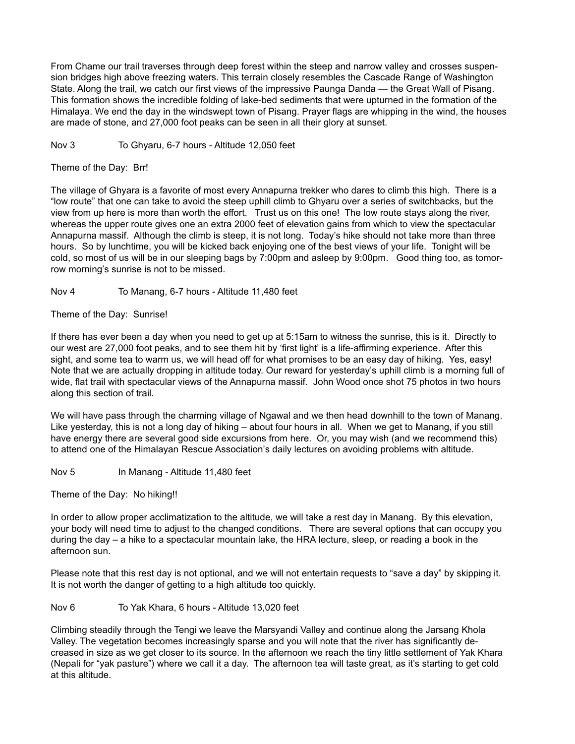From Chame our trail traverses through deep forest within the steep and narrow valley and crosses suspension bridges high above freezing waters. This terrain closely resembles the Cascade Range of Washington State. Along the trail, we catch our first views of the impressive Paunga Danda — the Great Wall of Pisang. This formation shows the incredible folding of lake-bed sediments that were upturned in the formation of the Himalaya. We end the day in the windswept town of Pisang. Prayer flags are whipping in the wind, the houses are made of stone, and 27,000 foot peaks can be seen in all their glory at sunset.

Nov 3 To Ghyaru, 6-7 hours - Altitude 12,050 feet

Theme of the Day: Brr!

The village of Ghyara is a favorite of most every Annapurna trekker who dares to climb this high. There is a "low route" that one can take to avoid the steep uphill climb to Ghyaru over a series of switchbacks, but the view from up here is more than worth the effort. Trust us on this one! The low route stays along the river, whereas the upper route gives one an extra 2000 feet of elevation gains from which to view the spectacular Annapurna massif. Although the climb is steep, it is not long. Today's hike should not take more than three hours. So by lunchtime, you will be kicked back enjoying one of the best views of your life. Tonight will be cold, so most of us will be in our sleeping bags by 7:00pm and asleep by 9:00pm. Good thing too, as tomorrow morning's sunrise is not to be missed.

Nov 4 To Manang, 6-7 hours - Altitude 11,480 feet

Theme of the Day: Sunrise!

If there has ever been a day when you need to get up at 5:15am to witness the sunrise, this is it. Directly to our west are 27,000 foot peaks, and to see them hit by 'first light' is a life-affirming experience. After this sight, and some tea to warm us, we will head off for what promises to be an easy day of hiking. Yes, easy! Note that we are actually dropping in altitude today. Our reward for yesterday's uphill climb is a morning full of wide, flat trail with spectacular views of the Annapurna massif. John Wood once shot 75 photos in two hours along this section of trail.

We will have pass through the charming village of Ngawal and we then head downhill to the town of Manang. Like yesterday, this is not a long day of hiking – about four hours in all. When we get to Manang, if you still have energy there are several good side excursions from here. Or, you may wish (and we recommend this) to attend one of the Himalayan Rescue Association's daily lectures on avoiding problems with altitude.

Nov 5 In Manang - Altitude 11,480 feet

Theme of the Day: No hiking!!

In order to allow proper acclimatization to the altitude, we will take a rest day in Manang. By this elevation, your body will need time to adjust to the changed conditions. There are several options that can occupy you during the day – a hike to a spectacular mountain lake, the HRA lecture, sleep, or reading a book in the afternoon sun.

Please note that this rest day is not optional, and we will not entertain requests to "save a day" by skipping it. It is not worth the danger of getting to a high altitude too quickly.

Nov 6 To Yak Khara, 6 hours - Altitude 13,020 feet

Climbing steadily through the Tengi we leave the Marsyandi Valley and continue along the Jarsang Khola Valley. The vegetation becomes increasingly sparse and you will note that the river has significantly decreased in size as we get closer to its source. In the afternoon we reach the tiny little settlement of Yak Khara (Nepali for "yak pasture") where we call it a day. The afternoon tea will taste great, as it's starting to get cold at this altitude.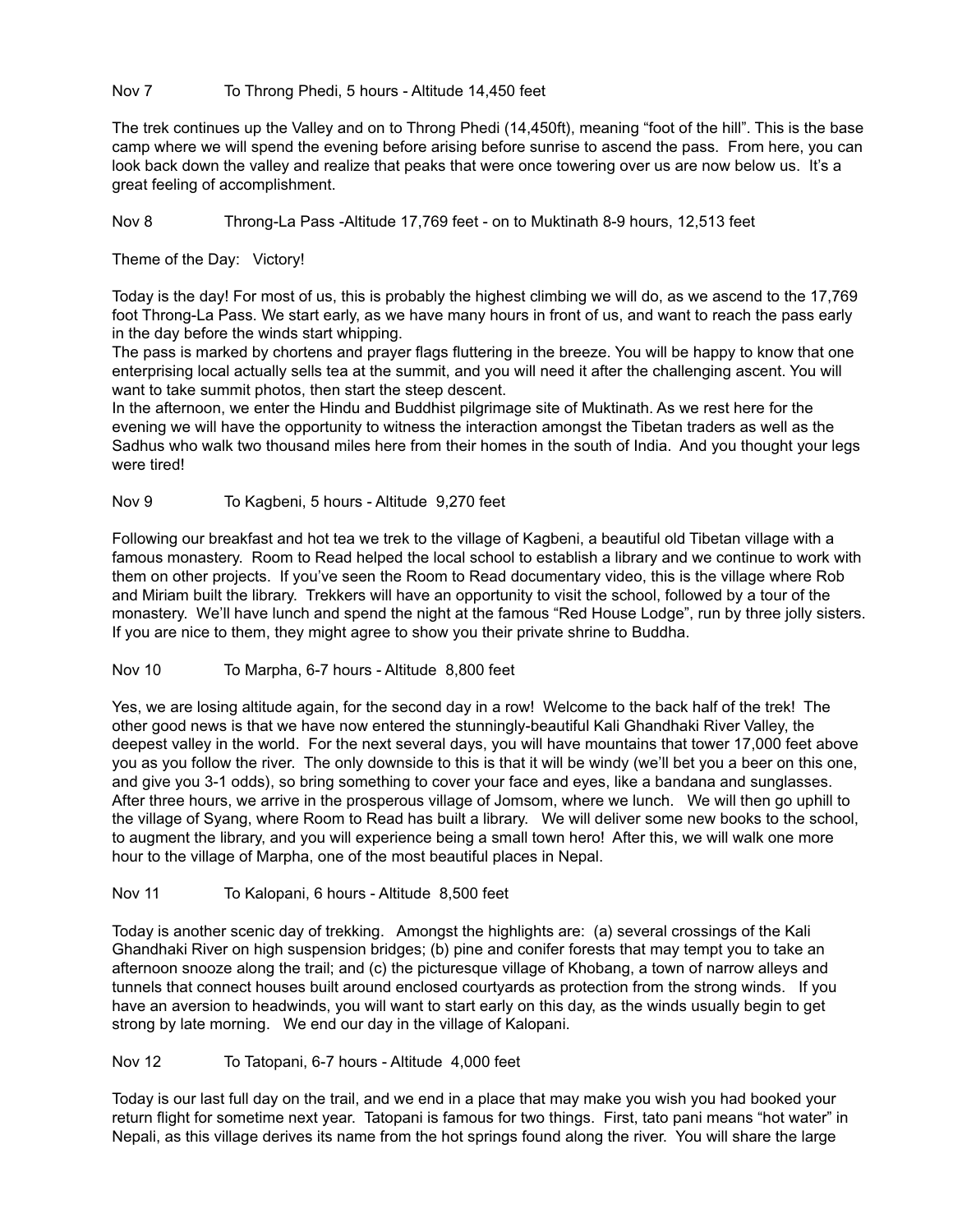Nov 7 To Throng Phedi, 5 hours - Altitude 14,450 feet

The trek continues up the Valley and on to Throng Phedi (14,450ft), meaning "foot of the hill". This is the base camp where we will spend the evening before arising before sunrise to ascend the pass. From here, you can look back down the valley and realize that peaks that were once towering over us are now below us. It's a great feeling of accomplishment.

Nov 8 Throng-La Pass -Altitude 17,769 feet - on to Muktinath 8-9 hours, 12,513 feet

Theme of the Day: Victory!

Today is the day! For most of us, this is probably the highest climbing we will do, as we ascend to the 17,769 foot Throng-La Pass. We start early, as we have many hours in front of us, and want to reach the pass early in the day before the winds start whipping.
The pass is marked by chortens and prayer flags fluttering in the breeze. You will be happy to know that one enterprising local actually sells tea at the summit, and you will need it after the challenging ascent. You will want to take summit photos, then start the steep descent.
In the afternoon, we enter the Hindu and Buddhist pilgrimage site of Muktinath. As we rest here for the evening we will have the opportunity to witness the interaction amongst the Tibetan traders as well as the Sadhus who walk two thousand miles here from their homes in the south of India. And you thought your legs were tired!

Nov 9 To Kagbeni, 5 hours - Altitude 9,270 feet

Following our breakfast and hot tea we trek to the village of Kagbeni, a beautiful old Tibetan village with a famous monastery. Room to Read helped the local school to establish a library and we continue to work with them on other projects. If you've seen the Room to Read documentary video, this is the village where Rob and Miriam built the library. Trekkers will have an opportunity to visit the school, followed by a tour of the monastery. We'll have lunch and spend the night at the famous "Red House Lodge", run by three jolly sisters. If you are nice to them, they might agree to show you their private shrine to Buddha.

Nov 10 To Marpha, 6-7 hours - Altitude 8,800 feet

Yes, we are losing altitude again, for the second day in a row! Welcome to the back half of the trek! The other good news is that we have now entered the stunningly-beautiful Kali Ghandhaki River Valley, the deepest valley in the world. For the next several days, you will have mountains that tower 17,000 feet above you as you follow the river. The only downside to this is that it will be windy (we'll bet you a beer on this one, and give you 3-1 odds), so bring something to cover your face and eyes, like a bandana and sunglasses. After three hours, we arrive in the prosperous village of Jomsom, where we lunch. We will then go uphill to the village of Syang, where Room to Read has built a library. We will deliver some new books to the school, to augment the library, and you will experience being a small town hero! After this, we will walk one more hour to the village of Marpha, one of the most beautiful places in Nepal.

Nov 11 To Kalopani, 6 hours - Altitude 8,500 feet

Today is another scenic day of trekking. Amongst the highlights are: (a) several crossings of the Kali Ghandhaki River on high suspension bridges; (b) pine and conifer forests that may tempt you to take an afternoon snooze along the trail; and (c) the picturesque village of Khobang, a town of narrow alleys and tunnels that connect houses built around enclosed courtyards as protection from the strong winds. If you have an aversion to headwinds, you will want to start early on this day, as the winds usually begin to get strong by late morning. We end our day in the village of Kalopani.

Nov 12 To Tatopani, 6-7 hours - Altitude 4,000 feet

Today is our last full day on the trail, and we end in a place that may make you wish you had booked your return flight for sometime next year. Tatopani is famous for two things. First, tato pani means "hot water" in Nepali, as this village derives its name from the hot springs found along the river. You will share the large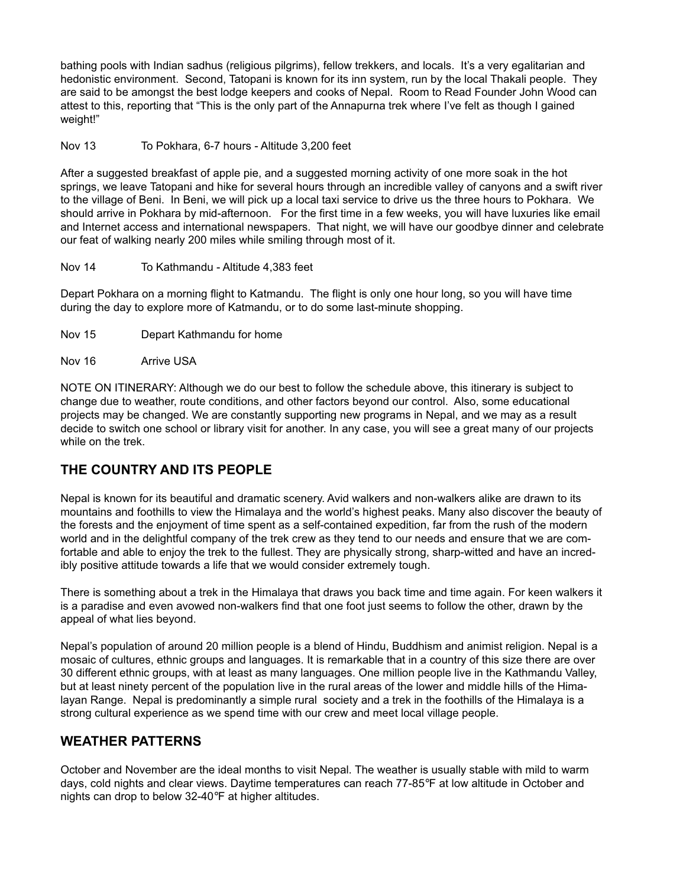bathing pools with Indian sadhus (religious pilgrims), fellow trekkers, and locals. It's a very egalitarian and hedonistic environment. Second, Tatopani is known for its inn system, run by the local Thakali people. They are said to be amongst the best lodge keepers and cooks of Nepal. Room to Read Founder John Wood can attest to this, reporting that "This is the only part of the Annapurna trek where I've felt as though I gained weight!"

Nov 13 To Pokhara, 6-7 hours - Altitude 3,200 feet

After a suggested breakfast of apple pie, and a suggested morning activity of one more soak in the hot springs, we leave Tatopani and hike for several hours through an incredible valley of canyons and a swift river to the village of Beni. In Beni, we will pick up a local taxi service to drive us the three hours to Pokhara. We should arrive in Pokhara by mid-afternoon. For the first time in a few weeks, you will have luxuries like email and Internet access and international newspapers. That night, we will have our goodbye dinner and celebrate our feat of walking nearly 200 miles while smiling through most of it.

Nov 14 To Kathmandu - Altitude 4,383 feet

Depart Pokhara on a morning flight to Katmandu. The flight is only one hour long, so you will have time during the day to explore more of Katmandu, or to do some last-minute shopping.

Nov 15 Depart Kathmandu for home

Nov 16 Arrive USA

NOTE ON ITINERARY: Although we do our best to follow the schedule above, this itinerary is subject to change due to weather, route conditions, and other factors beyond our control. Also, some educational projects may be changed. We are constantly supporting new programs in Nepal, and we may as a result decide to switch one school or library visit for another. In any case, you will see a great many of our projects while on the trek.

## THE COUNTRY AND ITS PEOPLE

Nepal is known for its beautiful and dramatic scenery. Avid walkers and non-walkers alike are drawn to its mountains and foothills to view the Himalaya and the world's highest peaks. Many also discover the beauty of the forests and the enjoyment of time spent as a self-contained expedition, far from the rush of the modern world and in the delightful company of the trek crew as they tend to our needs and ensure that we are comfortable and able to enjoy the trek to the fullest. They are physically strong, sharp-witted and have an incredibly positive attitude towards a life that we would consider extremely tough.

There is something about a trek in the Himalaya that draws you back time and time again. For keen walkers it is a paradise and even avowed non-walkers find that one foot just seems to follow the other, drawn by the appeal of what lies beyond.

Nepal's population of around 20 million people is a blend of Hindu, Buddhism and animist religion. Nepal is a mosaic of cultures, ethnic groups and languages. It is remarkable that in a country of this size there are over 30 different ethnic groups, with at least as many languages. One million people live in the Kathmandu Valley, but at least ninety percent of the population live in the rural areas of the lower and middle hills of the Himalayan Range. Nepal is predominantly a simple rural society and a trek in the foothills of the Himalaya is a strong cultural experience as we spend time with our crew and meet local village people.

## WEATHER PATTERNS

October and November are the ideal months to visit Nepal. The weather is usually stable with mild to warm days, cold nights and clear views. Daytime temperatures can reach 77-85°F at low altitude in October and nights can drop to below 32-40°F at higher altitudes.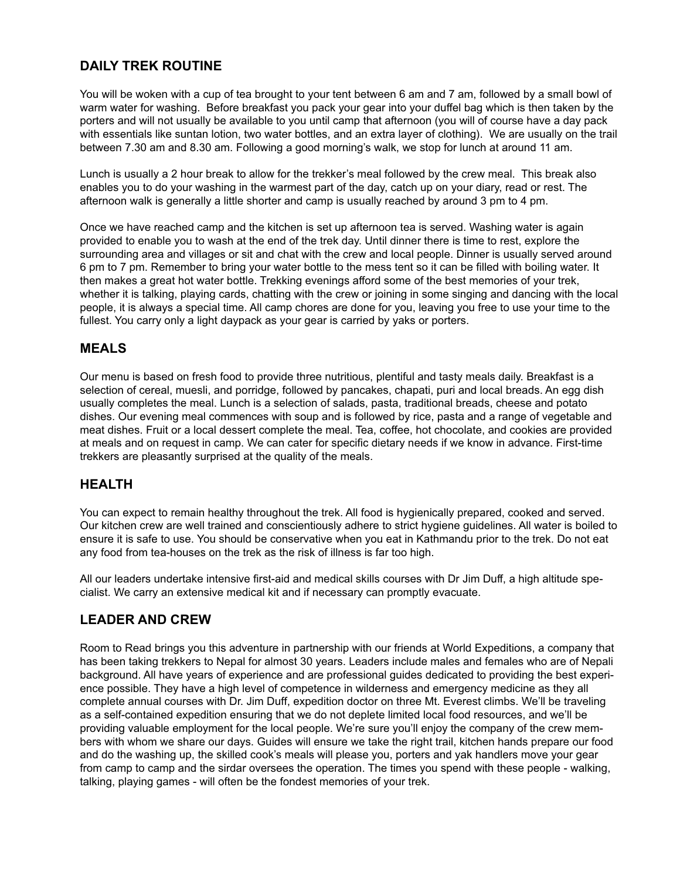## DAILY TREK ROUTINE

You will be woken with a cup of tea brought to your tent between 6 am and 7 am, followed by a small bowl of warm water for washing. Before breakfast you pack your gear into your duffel bag which is then taken by the porters and will not usually be available to you until camp that afternoon (you will of course have a day pack with essentials like suntan lotion, two water bottles, and an extra layer of clothing). We are usually on the trail between 7.30 am and 8.30 am. Following a good morning's walk, we stop for lunch at around 11 am.

Lunch is usually a 2 hour break to allow for the trekker's meal followed by the crew meal. This break also enables you to do your washing in the warmest part of the day, catch up on your diary, read or rest. The afternoon walk is generally a little shorter and camp is usually reached by around 3 pm to 4 pm.

Once we have reached camp and the kitchen is set up afternoon tea is served. Washing water is again provided to enable you to wash at the end of the trek day. Until dinner there is time to rest, explore the surrounding area and villages or sit and chat with the crew and local people. Dinner is usually served around 6 pm to 7 pm. Remember to bring your water bottle to the mess tent so it can be filled with boiling water. It then makes a great hot water bottle. Trekking evenings afford some of the best memories of your trek, whether it is talking, playing cards, chatting with the crew or joining in some singing and dancing with the local people, it is always a special time. All camp chores are done for you, leaving you free to use your time to the fullest. You carry only a light daypack as your gear is carried by yaks or porters.

## MEALS

Our menu is based on fresh food to provide three nutritious, plentiful and tasty meals daily. Breakfast is a selection of cereal, muesli, and porridge, followed by pancakes, chapati, puri and local breads. An egg dish usually completes the meal. Lunch is a selection of salads, pasta, traditional breads, cheese and potato dishes. Our evening meal commences with soup and is followed by rice, pasta and a range of vegetable and meat dishes. Fruit or a local dessert complete the meal. Tea, coffee, hot chocolate, and cookies are provided at meals and on request in camp. We can cater for specific dietary needs if we know in advance. First-time trekkers are pleasantly surprised at the quality of the meals.

## HEALTH

You can expect to remain healthy throughout the trek. All food is hygienically prepared, cooked and served. Our kitchen crew are well trained and conscientiously adhere to strict hygiene guidelines. All water is boiled to ensure it is safe to use. You should be conservative when you eat in Kathmandu prior to the trek. Do not eat any food from tea-houses on the trek as the risk of illness is far too high.

All our leaders undertake intensive first-aid and medical skills courses with Dr Jim Duff, a high altitude specialist. We carry an extensive medical kit and if necessary can promptly evacuate.

## LEADER AND CREW

Room to Read brings you this adventure in partnership with our friends at World Expeditions, a company that has been taking trekkers to Nepal for almost 30 years. Leaders include males and females who are of Nepali background. All have years of experience and are professional guides dedicated to providing the best experience possible. They have a high level of competence in wilderness and emergency medicine as they all complete annual courses with Dr. Jim Duff, expedition doctor on three Mt. Everest climbs. We'll be traveling as a self-contained expedition ensuring that we do not deplete limited local food resources, and we'll be providing valuable employment for the local people. We're sure you'll enjoy the company of the crew members with whom we share our days. Guides will ensure we take the right trail, kitchen hands prepare our food and do the washing up, the skilled cook's meals will please you, porters and yak handlers move your gear from camp to camp and the sirdar oversees the operation. The times you spend with these people - walking, talking, playing games - will often be the fondest memories of your trek.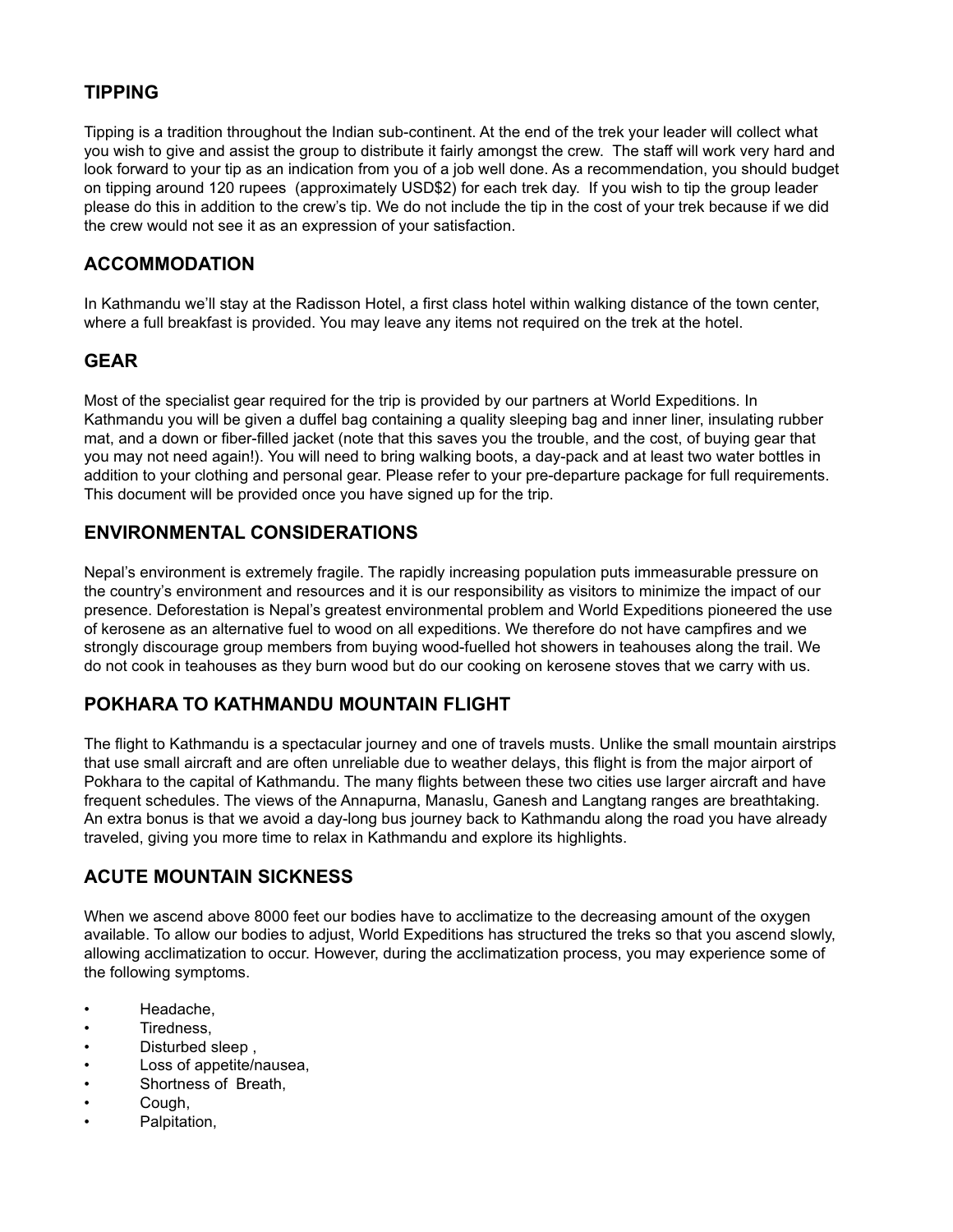## TIPPING

Tipping is a tradition throughout the Indian sub-continent. At the end of the trek your leader will collect what you wish to give and assist the group to distribute it fairly amongst the crew. The staff will work very hard and look forward to your tip as an indication from you of a job well done. As a recommendation, you should budget on tipping around 120 rupees (approximately USD$2) for each trek day. If you wish to tip the group leader please do this in addition to the crew's tip. We do not include the tip in the cost of your trek because if we did the crew would not see it as an expression of your satisfaction.

## ACCOMMODATION

In Kathmandu we'll stay at the Radisson Hotel, a first class hotel within walking distance of the town center, where a full breakfast is provided. You may leave any items not required on the trek at the hotel.

## GEAR

Most of the specialist gear required for the trip is provided by our partners at World Expeditions. In Kathmandu you will be given a duffel bag containing a quality sleeping bag and inner liner, insulating rubber mat, and a down or fiber-filled jacket (note that this saves you the trouble, and the cost, of buying gear that you may not need again!). You will need to bring walking boots, a day-pack and at least two water bottles in addition to your clothing and personal gear. Please refer to your pre-departure package for full requirements. This document will be provided once you have signed up for the trip.

## ENVIRONMENTAL CONSIDERATIONS

Nepal's environment is extremely fragile. The rapidly increasing population puts immeasurable pressure on the country's environment and resources and it is our responsibility as visitors to minimize the impact of our presence. Deforestation is Nepal's greatest environmental problem and World Expeditions pioneered the use of kerosene as an alternative fuel to wood on all expeditions. We therefore do not have campfires and we strongly discourage group members from buying wood-fuelled hot showers in teahouses along the trail. We do not cook in teahouses as they burn wood but do our cooking on kerosene stoves that we carry with us.

## POKHARA TO KATHMANDU MOUNTAIN FLIGHT

The flight to Kathmandu is a spectacular journey and one of travels musts. Unlike the small mountain airstrips that use small aircraft and are often unreliable due to weather delays, this flight is from the major airport of Pokhara to the capital of Kathmandu. The many flights between these two cities use larger aircraft and have frequent schedules. The views of the Annapurna, Manaslu, Ganesh and Langtang ranges are breathtaking. An extra bonus is that we avoid a day-long bus journey back to Kathmandu along the road you have already traveled, giving you more time to relax in Kathmandu and explore its highlights.

## ACUTE MOUNTAIN SICKNESS

When we ascend above 8000 feet our bodies have to acclimatize to the decreasing amount of the oxygen available. To allow our bodies to adjust, World Expeditions has structured the treks so that you ascend slowly, allowing acclimatization to occur. However, during the acclimatization process, you may experience some of the following symptoms.

- Headache,
- Tiredness,
- Disturbed sleep ,
- Loss of appetite/nausea,
- Shortness of Breath,
- Cough,
- Palpitation,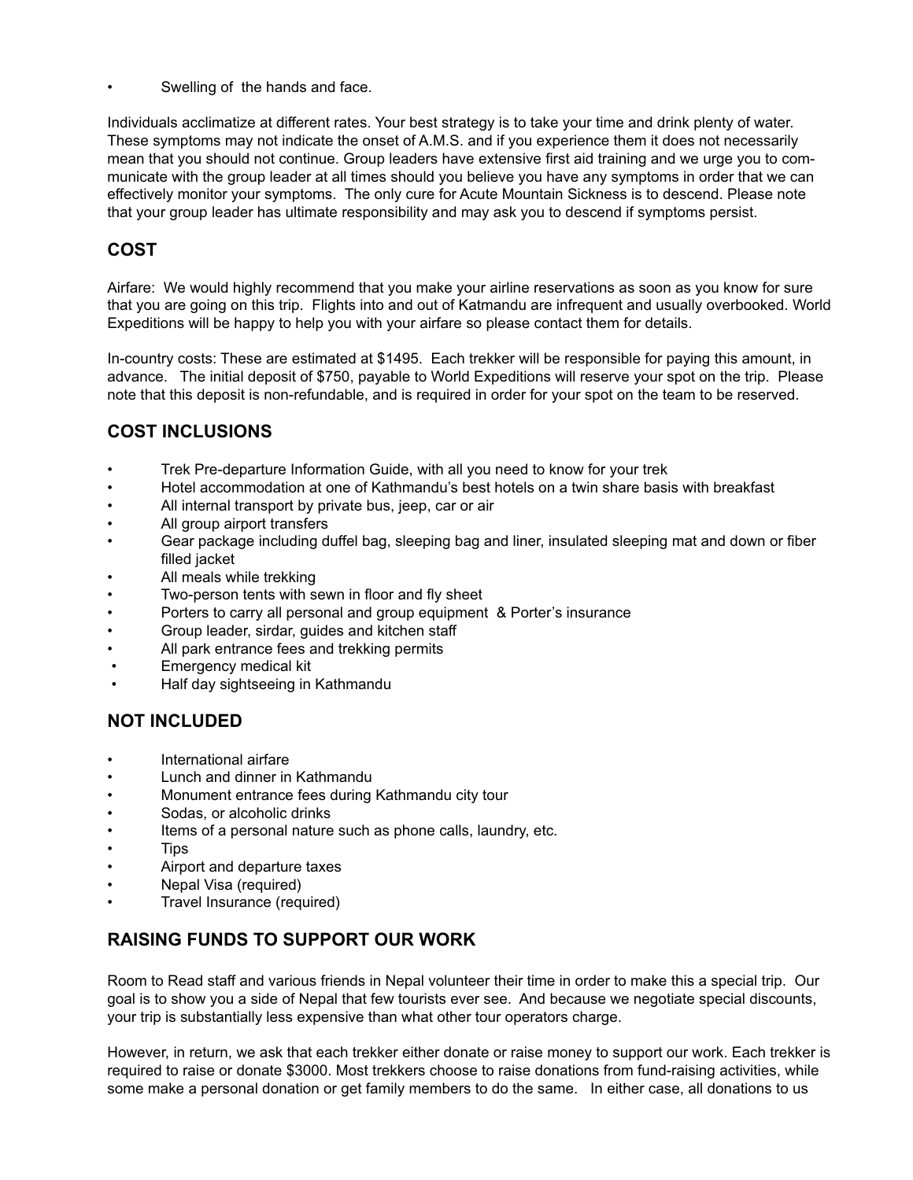- Swelling of the hands and face.

Individuals acclimatize at different rates. Your best strategy is to take your time and drink plenty of water. These symptoms may not indicate the onset of A.M.S. and if you experience them it does not necessarily mean that you should not continue. Group leaders have extensive first aid training and we urge you to communicate with the group leader at all times should you believe you have any symptoms in order that we can effectively monitor your symptoms. The only cure for Acute Mountain Sickness is to descend. Please note that your group leader has ultimate responsibility and may ask you to descend if symptoms persist.

## COST

Airfare: We would highly recommend that you make your airline reservations as soon as you know for sure that you are going on this trip. Flights into and out of Katmandu are infrequent and usually overbooked. World Expeditions will be happy to help you with your airfare so please contact them for details.

In-country costs: These are estimated at $1495. Each trekker will be responsible for paying this amount, in advance. The initial deposit of $750, payable to World Expeditions will reserve your spot on the trip. Please note that this deposit is non-refundable, and is required in order for your spot on the team to be reserved.

## COST INCLUSIONS

- Trek Pre-departure Information Guide, with all you need to know for your trek
- Hotel accommodation at one of Kathmandu's best hotels on a twin share basis with breakfast
- All internal transport by private bus, jeep, car or air
- All group airport transfers
- Gear package including duffel bag, sleeping bag and liner, insulated sleeping mat and down or fiber filled jacket
- All meals while trekking
- Two-person tents with sewn in floor and fly sheet
- Porters to carry all personal and group equipment & Porter's insurance
- Group leader, sirdar, guides and kitchen staff
- All park entrance fees and trekking permits
- Emergency medical kit
- Half day sightseeing in Kathmandu

## NOT INCLUDED

- International airfare
- Lunch and dinner in Kathmandu
- Monument entrance fees during Kathmandu city tour
- Sodas, or alcoholic drinks
- Items of a personal nature such as phone calls, laundry, etc.
- Tips
- Airport and departure taxes
- Nepal Visa (required)
- Travel Insurance (required)

## RAISING FUNDS TO SUPPORT OUR WORK

Room to Read staff and various friends in Nepal volunteer their time in order to make this a special trip. Our goal is to show you a side of Nepal that few tourists ever see. And because we negotiate special discounts, your trip is substantially less expensive than what other tour operators charge.

However, in return, we ask that each trekker either donate or raise money to support our work. Each trekker is required to raise or donate $3000. Most trekkers choose to raise donations from fund-raising activities, while some make a personal donation or get family members to do the same. In either case, all donations to us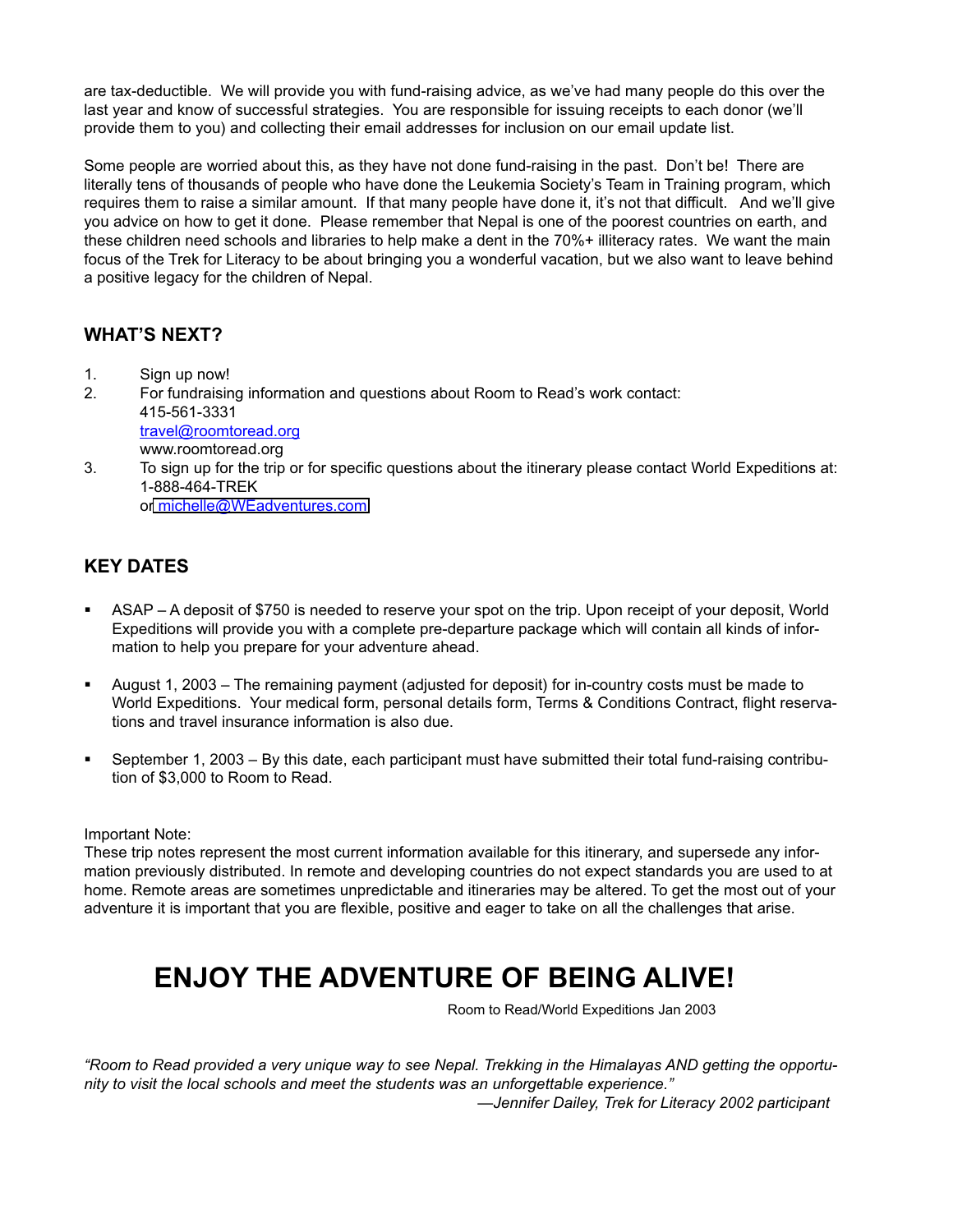are tax-deductible. We will provide you with fund-raising advice, as we've had many people do this over the last year and know of successful strategies. You are responsible for issuing receipts to each donor (we'll provide them to you) and collecting their email addresses for inclusion on our email update list.

Some people are worried about this, as they have not done fund-raising in the past. Don't be! There are literally tens of thousands of people who have done the Leukemia Society's Team in Training program, which requires them to raise a similar amount. If that many people have done it, it's not that difficult. And we'll give you advice on how to get it done. Please remember that Nepal is one of the poorest countries on earth, and these children need schools and libraries to help make a dent in the 70%+ illiteracy rates. We want the main focus of the Trek for Literacy to be about bringing you a wonderful vacation, but we also want to leave behind a positive legacy for the children of Nepal.

## WHAT'S NEXT?

1. Sign up now!
2. For fundraising information and questions about Room to Read's work contact:
   415-561-3331
   travel@roomtoread.org
   www.roomtoread.org
3. To sign up for the trip or for specific questions about the itinerary please contact World Expeditions at:
   1-888-464-TREK
   or michelle@WEadventures.com

## KEY DATES

- ASAP – A deposit of $750 is needed to reserve your spot on the trip. Upon receipt of your deposit, World Expeditions will provide you with a complete pre-departure package which will contain all kinds of information to help you prepare for your adventure ahead.

- August 1, 2003 – The remaining payment (adjusted for deposit) for in-country costs must be made to World Expeditions. Your medical form, personal details form, Terms & Conditions Contract, flight reservations and travel insurance information is also due.

- September 1, 2003 – By this date, each participant must have submitted their total fund-raising contribution of $3,000 to Room to Read.

Important Note:
These trip notes represent the most current information available for this itinerary, and supersede any information previously distributed. In remote and developing countries do not expect standards you are used to at home. Remote areas are sometimes unpredictable and itineraries may be altered. To get the most out of your adventure it is important that you are flexible, positive and eager to take on all the challenges that arise.

# ENJOY THE ADVENTURE OF BEING ALIVE!

Room to Read/World Expeditions Jan 2003

*"Room to Read provided a very unique way to see Nepal. Trekking in the Himalayas AND getting the opportunity to visit the local schools and meet the students was an unforgettable experience."*
*—Jennifer Dailey, Trek for Literacy 2002 participant*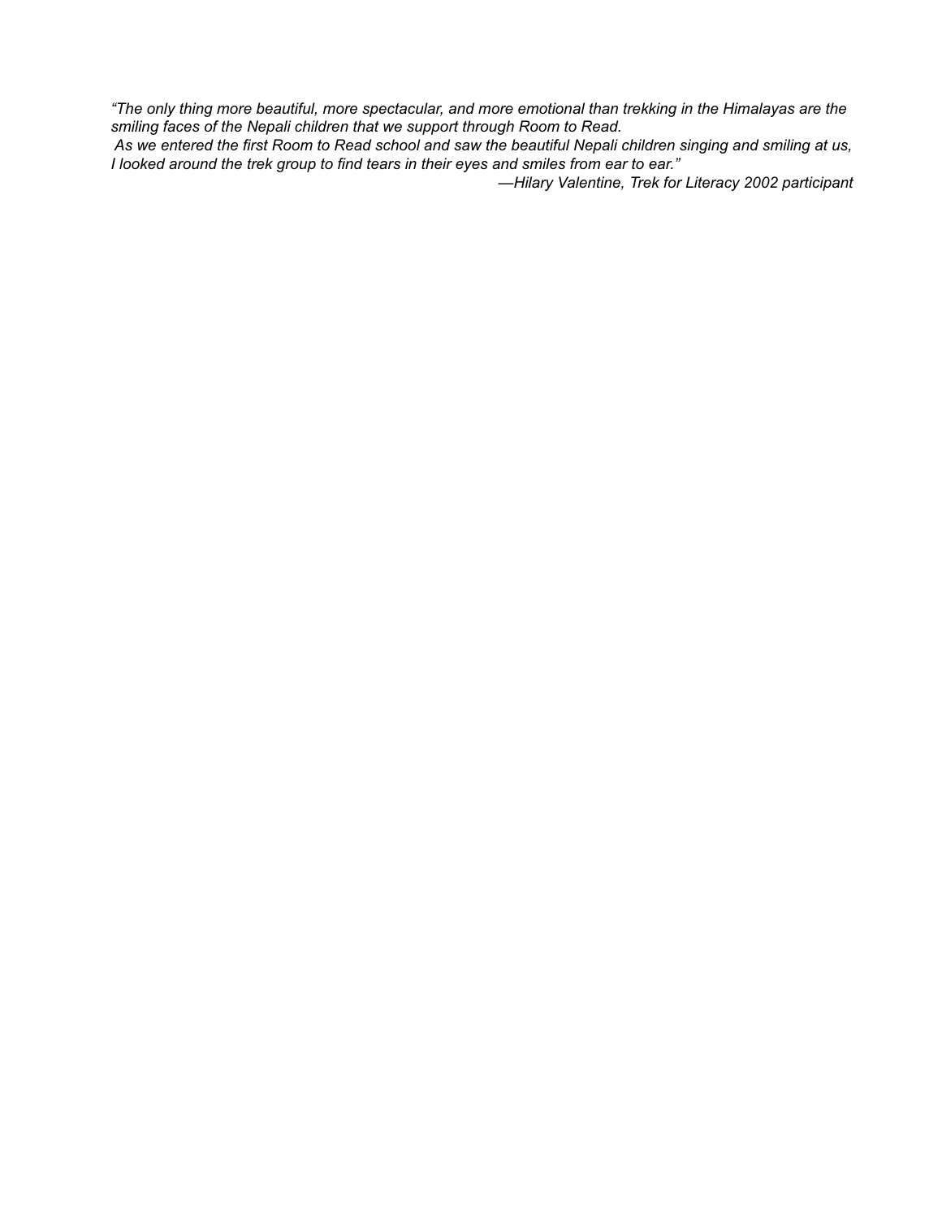*"The only thing more beautiful, more spectacular, and more emotional than trekking in the Himalayas are the smiling faces of the Nepali children that we support through Room to Read.*
*As we entered the first Room to Read school and saw the beautiful Nepali children singing and smiling at us, I looked around the trek group to find tears in their eyes and smiles from ear to ear."*

*—Hilary Valentine, Trek for Literacy 2002 participant*